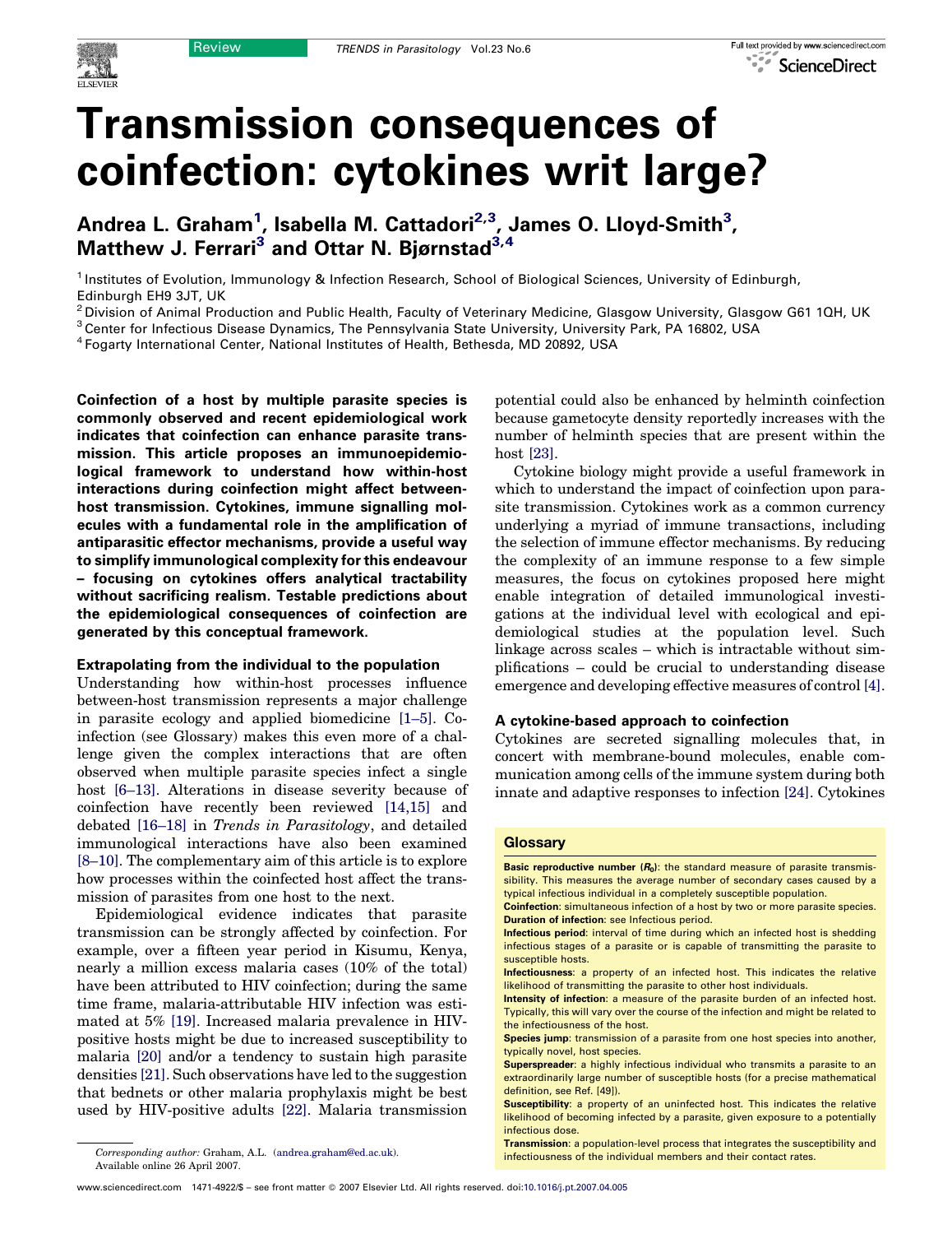# Transmission consequences of coinfection: cytokines writ large?

**Andrea L. Graham[1], Isabella M. Cattadori[2,3], James O. Lloyd-Smith[3], Matthew J. Ferrari[3] and Ottar N. Bjørnstad[3,4]**

[1] Institutes of Evolution, Immunology & Infection Research, School of Biological Sciences, University of Edinburgh, Edinburgh EH9 3JT, UK
[2] Division of Animal Production and Public Health, Faculty of Veterinary Medicine, Glasgow University, Glasgow G61 1QH, UK
[3] Center for Infectious Disease Dynamics, The Pennsylvania State University, University Park, PA 16802, USA
[4] Fogarty International Center, National Institutes of Health, Bethesda, MD 20892, USA

**Coinfection of a host by multiple parasite species is commonly observed and recent epidemiological work indicates that coinfection can enhance parasite transmission. This article proposes an immunoepidemiological framework to understand how within-host interactions during coinfection might affect between-host transmission. Cytokines, immune signalling molecules with a fundamental role in the amplification of antiparasitic effector mechanisms, provide a useful way to simplify immunological complexity for this endeavour – focusing on cytokines offers analytical tractability without sacrificing realism. Testable predictions about the epidemiological consequences of coinfection are generated by this conceptual framework.**

## Extrapolating from the individual to the population

Understanding how within-host processes influence between-host transmission represents a major challenge in parasite ecology and applied biomedicine [1–5]. Coinfection (see Glossary) makes this even more of a challenge given the complex interactions that are often observed when multiple parasite species infect a single host [6–13]. Alterations in disease severity because of coinfection have recently been reviewed [14,15] and debated [16–18] in *Trends in Parasitology*, and detailed immunological interactions have also been examined [8–10]. The complementary aim of this article is to explore how processes within the coinfected host affect the transmission of parasites from one host to the next.

Epidemiological evidence indicates that parasite transmission can be strongly affected by coinfection. For example, over a fifteen year period in Kisumu, Kenya, nearly a million excess malaria cases (10% of the total) have been attributed to HIV coinfection; during the same time frame, malaria-attributable HIV infection was estimated at 5% [19]. Increased malaria prevalence in HIV-positive hosts might be due to increased susceptibility to malaria [20] and/or a tendency to sustain high parasite densities [21]. Such observations have led to the suggestion that bednets or other malaria prophylaxis might be best used by HIV-positive adults [22]. Malaria transmission potential could also be enhanced by helminth coinfection because gametocyte density reportedly increases with the number of helminth species that are present within the host [23].

Cytokine biology might provide a useful framework in which to understand the impact of coinfection upon parasite transmission. Cytokines work as a common currency underlying a myriad of immune transactions, including the selection of immune effector mechanisms. By reducing the complexity of an immune response to a few simple measures, the focus on cytokines proposed here might enable integration of detailed immunological investigations at the individual level with ecological and epidemiological studies at the population level. Such linkage across scales – which is intractable without simplifications – could be crucial to understanding disease emergence and developing effective measures of control [4].

## A cytokine-based approach to coinfection

Cytokines are secreted signalling molecules that, in concert with membrane-bound molecules, enable communication among cells of the immune system during both innate and adaptive responses to infection [24]. Cytokines

> **Glossary**
>
> **Basic reproductive number ($R_0$)**: the standard measure of parasite transmissibility. This measures the average number of secondary cases caused by a typical infectious individual in a completely susceptible population.
>
> **Coinfection**: simultaneous infection of a host by two or more parasite species.
>
> **Duration of infection**: see Infectious period.
>
> **Infectious period**: interval of time during which an infected host is shedding infectious stages of a parasite or is capable of transmitting the parasite to susceptible hosts.
>
> **Infectiousness**: a property of an infected host. This indicates the relative likelihood of transmitting the parasite to other host individuals.
>
> **Intensity of infection**: a measure of the parasite burden of an infected host. Typically, this will vary over the course of the infection and might be related to the infectiousness of the host.
>
> **Species jump**: transmission of a parasite from one host species into another, typically novel, host species.
>
> **Superspreader**: a highly infectious individual who transmits a parasite to an extraordinarily large number of susceptible hosts (for a precise mathematical definition, see Ref. [49]).
>
> **Susceptibility**: a property of an uninfected host. This indicates the relative likelihood of becoming infected by a parasite, given exposure to a potentially infectious dose.
>
> **Transmission**: a population-level process that integrates the susceptibility and infectiousness of the individual members and their contact rates.

*Corresponding author:* Graham, A.L. (andrea.graham@ed.ac.uk).
Available online 26 April 2007.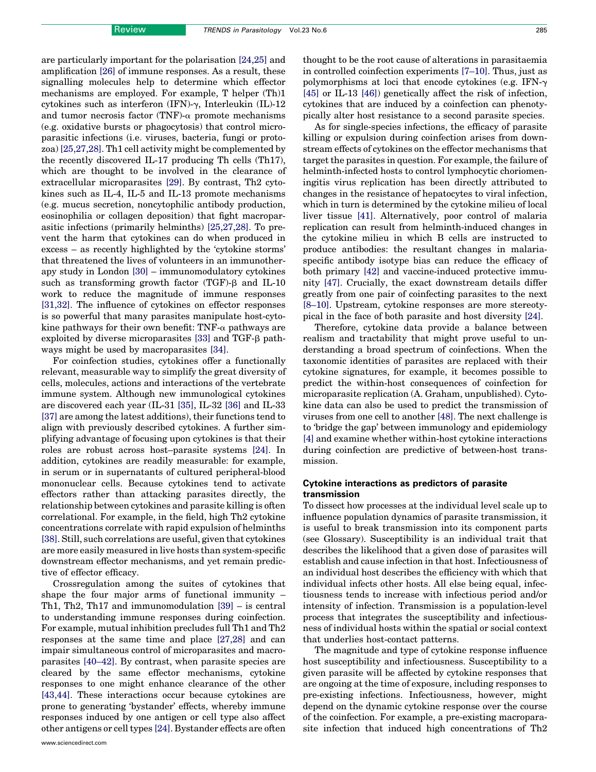are particularly important for the polarisation [24,25] and amplification [26] of immune responses. As a result, these signalling molecules help to determine which effector mechanisms are employed. For example, T helper (Th)1 cytokines such as interferon (IFN)-γ, Interleukin (IL)-12 and tumor necrosis factor (TNF)-α promote mechanisms (e.g. oxidative bursts or phagocytosis) that control microparasitic infections (i.e. viruses, bacteria, fungi or protozoa) [25,27,28]. Th1 cell activity might be complemented by the recently discovered IL-17 producing Th cells (Th17), which are thought to be involved in the clearance of extracellular microparasites [29]. By contrast, Th2 cytokines such as IL-4, IL-5 and IL-13 promote mechanisms (e.g. mucus secretion, noncytophilic antibody production, eosinophilia or collagen deposition) that fight macroparasitic infections (primarily helminths) [25,27,28]. To prevent the harm that cytokines can do when produced in excess – as recently highlighted by the 'cytokine storms' that threatened the lives of volunteers in an immunotherapy study in London [30] – immunomodulatory cytokines such as transforming growth factor (TGF)-β and IL-10 work to reduce the magnitude of immune responses [31,32]. The influence of cytokines on effector responses is so powerful that many parasites manipulate host-cytokine pathways for their own benefit: TNF-α pathways are exploited by diverse microparasites [33] and TGF-β pathways might be used by macroparasites [34].

For coinfection studies, cytokines offer a functionally relevant, measurable way to simplify the great diversity of cells, molecules, actions and interactions of the vertebrate immune system. Although new immunological cytokines are discovered each year (IL-31 [35], IL-32 [36] and IL-33 [37] are among the latest additions), their functions tend to align with previously described cytokines. A further simplifying advantage of focusing upon cytokines is that their roles are robust across host–parasite systems [24]. In addition, cytokines are readily measurable: for example, in serum or in supernatants of cultured peripheral-blood mononuclear cells. Because cytokines tend to activate effectors rather than attacking parasites directly, the relationship between cytokines and parasite killing is often correlational. For example, in the field, high Th2 cytokine concentrations correlate with rapid expulsion of helminths [38]. Still, such correlations are useful, given that cytokines are more easily measured in live hosts than system-specific downstream effector mechanisms, and yet remain predictive of effector efficacy.

Crossregulation among the suites of cytokines that shape the four major arms of functional immunity – Th1, Th2, Th17 and immunomodulation [39] – is central to understanding immune responses during coinfection. For example, mutual inhibition precludes full Th1 and Th2 responses at the same time and place [27,28] and can impair simultaneous control of microparasites and macroparasites [40–42]. By contrast, when parasite species are cleared by the same effector mechanisms, cytokine responses to one might enhance clearance of the other [43,44]. These interactions occur because cytokines are prone to generating 'bystander' effects, whereby immune responses induced by one antigen or cell type also affect other antigens or cell types [24]. Bystander effects are often thought to be the root cause of alterations in parasitaemia in controlled coinfection experiments [7–10]. Thus, just as polymorphisms at loci that encode cytokines (e.g. IFN-γ [45] or IL-13 [46]) genetically affect the risk of infection, cytokines that are induced by a coinfection can phenotypically alter host resistance to a second parasite species.

As for single-species infections, the efficacy of parasite killing or expulsion during coinfection arises from downstream effects of cytokines on the effector mechanisms that target the parasites in question. For example, the failure of helminth-infected hosts to control lymphocytic choriomeningitis virus replication has been directly attributed to changes in the resistance of hepatocytes to viral infection, which in turn is determined by the cytokine milieu of local liver tissue [41]. Alternatively, poor control of malaria replication can result from helminth-induced changes in the cytokine milieu in which B cells are instructed to produce antibodies: the resultant changes in malaria-specific antibody isotype bias can reduce the efficacy of both primary [42] and vaccine-induced protective immunity [47]. Crucially, the exact downstream details differ greatly from one pair of coinfecting parasites to the next [8–10]. Upstream, cytokine responses are more stereotypical in the face of both parasite and host diversity [24].

Therefore, cytokine data provide a balance between realism and tractability that might prove useful to understanding a broad spectrum of coinfections. When the taxonomic identities of parasites are replaced with their cytokine signatures, for example, it becomes possible to predict the within-host consequences of coinfection for microparasite replication (A. Graham, unpublished). Cytokine data can also be used to predict the transmission of viruses from one cell to another [48]. The next challenge is to 'bridge the gap' between immunology and epidemiology [4] and examine whether within-host cytokine interactions during coinfection are predictive of between-host transmission.

## Cytokine interactions as predictors of parasite transmission

To dissect how processes at the individual level scale up to influence population dynamics of parasite transmission, it is useful to break transmission into its component parts (see Glossary). Susceptibility is an individual trait that describes the likelihood that a given dose of parasites will establish and cause infection in that host. Infectiousness of an individual host describes the efficiency with which that individual infects other hosts. All else being equal, infectiousness tends to increase with infectious period and/or intensity of infection. Transmission is a population-level process that integrates the susceptibility and infectiousness of individual hosts within the spatial or social context that underlies host-contact patterns.

The magnitude and type of cytokine response influence host susceptibility and infectiousness. Susceptibility to a given parasite will be affected by cytokine responses that are ongoing at the time of exposure, including responses to pre-existing infections. Infectiousness, however, might depend on the dynamic cytokine response over the course of the coinfection. For example, a pre-existing macroparasite infection that induced high concentrations of Th2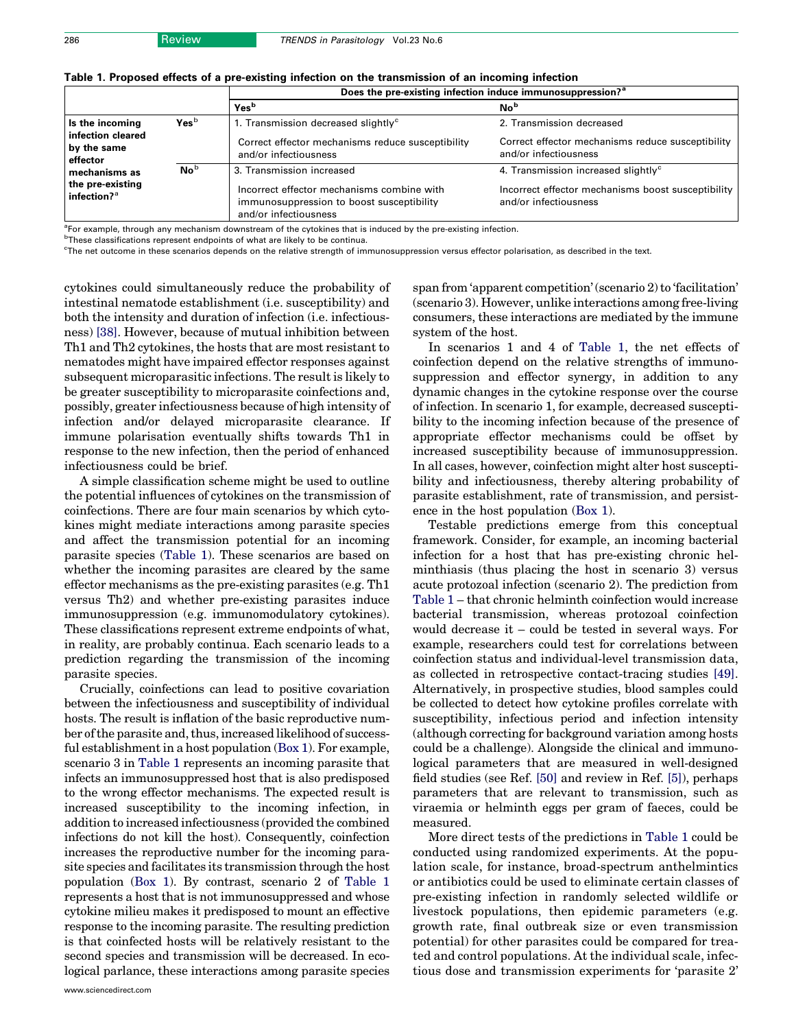**Table 1. Proposed effects of a pre-existing infection on the transmission of an incoming infection**

| | | Does the pre-existing infection induce immunosuppression?[a] | |
|---|---|---|---|
| | | **Yes**[b] | **No**[b] |
| **Is the incoming infection cleared by the same effector mechanisms as the pre-existing infection?**[a] | **Yes**[b] | 1. Transmission decreased slightly[c]<br><br>Correct effector mechanisms reduce susceptibility and/or infectiousness | 2. Transmission decreased<br><br>Correct effector mechanisms reduce susceptibility and/or infectiousness |
| | **No**[b] | 3. Transmission increased<br><br>Incorrect effector mechanisms combine with immunosuppression to boost susceptibility and/or infectiousness | 4. Transmission increased slightly[c]<br><br>Incorrect effector mechanisms boost susceptibility and/or infectiousness |

[a]For example, through any mechanism downstream of the cytokines that is induced by the pre-existing infection.
[b]These classifications represent endpoints of what are likely to be continua.
[c]The net outcome in these scenarios depends on the relative strength of immunosuppression versus effector polarisation, as described in the text.

cytokines could simultaneously reduce the probability of intestinal nematode establishment (i.e. susceptibility) and both the intensity and duration of infection (i.e. infectiousness) [38]. However, because of mutual inhibition between Th1 and Th2 cytokines, the hosts that are most resistant to nematodes might have impaired effector responses against subsequent microparasitic infections. The result is likely to be greater susceptibility to microparasite coinfections and, possibly, greater infectiousness because of high intensity of infection and/or delayed microparasite clearance. If immune polarisation eventually shifts towards Th1 in response to the new infection, then the period of enhanced infectiousness could be brief.

A simple classification scheme might be used to outline the potential influences of cytokines on the transmission of coinfections. There are four main scenarios by which cytokines might mediate interactions among parasite species and affect the transmission potential for an incoming parasite species (Table 1). These scenarios are based on whether the incoming parasites are cleared by the same effector mechanisms as the pre-existing parasites (e.g. Th1 versus Th2) and whether pre-existing parasites induce immunosuppression (e.g. immunomodulatory cytokines). These classifications represent extreme endpoints of what, in reality, are probably continua. Each scenario leads to a prediction regarding the transmission of the incoming parasite species.

Crucially, coinfections can lead to positive covariation between the infectiousness and susceptibility of individual hosts. The result is inflation of the basic reproductive number of the parasite and, thus, increased likelihood of successful establishment in a host population (Box 1). For example, scenario 3 in Table 1 represents an incoming parasite that infects an immunosuppressed host that is also predisposed to the wrong effector mechanisms. The expected result is increased susceptibility to the incoming infection, in addition to increased infectiousness (provided the combined infections do not kill the host). Consequently, coinfection increases the reproductive number for the incoming parasite species and facilitates its transmission through the host population (Box 1). By contrast, scenario 2 of Table 1 represents a host that is not immunosuppressed and whose cytokine milieu makes it predisposed to mount an effective response to the incoming parasite. The resulting prediction is that coinfected hosts will be relatively resistant to the second species and transmission will be decreased. In ecological parlance, these interactions among parasite species span from 'apparent competition' (scenario 2) to 'facilitation' (scenario 3). However, unlike interactions among free-living consumers, these interactions are mediated by the immune system of the host.

In scenarios 1 and 4 of Table 1, the net effects of coinfection depend on the relative strengths of immunosuppression and effector synergy, in addition to any dynamic changes in the cytokine response over the course of infection. In scenario 1, for example, decreased susceptibility to the incoming infection because of the presence of appropriate effector mechanisms could be offset by increased susceptibility because of immunosuppression. In all cases, however, coinfection might alter host susceptibility and infectiousness, thereby altering probability of parasite establishment, rate of transmission, and persistence in the host population (Box 1).

Testable predictions emerge from this conceptual framework. Consider, for example, an incoming bacterial infection for a host that has pre-existing chronic helminthiasis (thus placing the host in scenario 3) versus acute protozoal infection (scenario 2). The prediction from Table 1 – that chronic helminth coinfection would increase bacterial transmission, whereas protozoal coinfection would decrease it – could be tested in several ways. For example, researchers could test for correlations between coinfection status and individual-level transmission data, as collected in retrospective contact-tracing studies [49]. Alternatively, in prospective studies, blood samples could be collected to detect how cytokine profiles correlate with susceptibility, infectious period and infection intensity (although correcting for background variation among hosts could be a challenge). Alongside the clinical and immunological parameters that are measured in well-designed field studies (see Ref. [50] and review in Ref. [5]), perhaps parameters that are relevant to transmission, such as viraemia or helminth eggs per gram of faeces, could be measured.

More direct tests of the predictions in Table 1 could be conducted using randomized experiments. At the population scale, for instance, broad-spectrum anthelmintics or antibiotics could be used to eliminate certain classes of pre-existing infection in randomly selected wildlife or livestock populations, then epidemic parameters (e.g. growth rate, final outbreak size or even transmission potential) for other parasites could be compared for treated and control populations. At the individual scale, infectious dose and transmission experiments for 'parasite 2'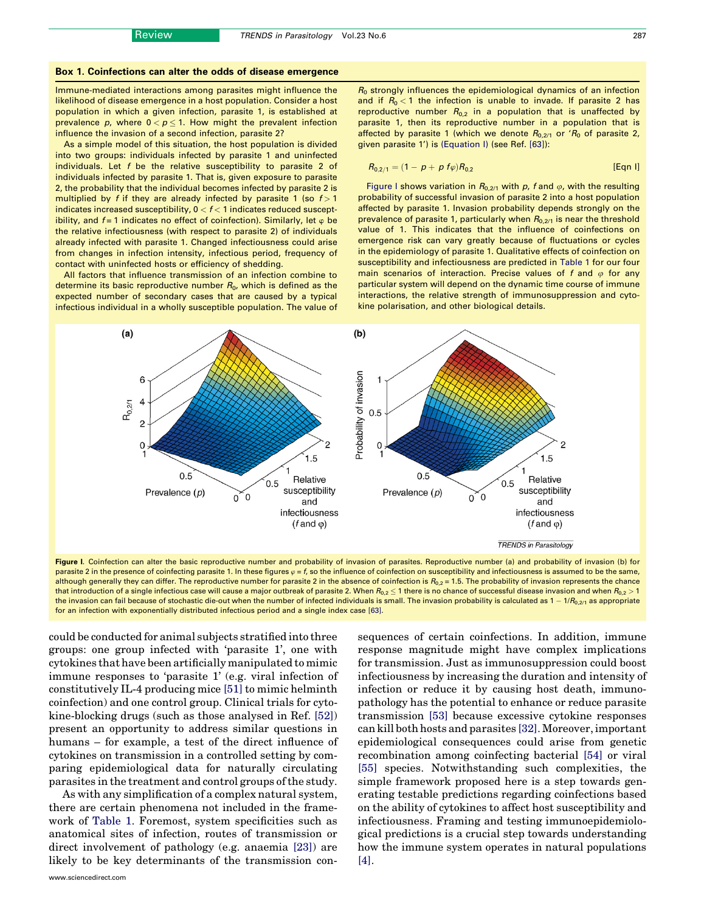### Box 1. Coinfections can alter the odds of disease emergence

Immune-mediated interactions among parasites might influence the likelihood of disease emergence in a host population. Consider a host population in which a given infection, parasite 1, is established at prevalence $p$, where $0 < p \leq 1$. How might the prevalent infection influence the invasion of a second infection, parasite 2?

As a simple model of this situation, the host population is divided into two groups: individuals infected by parasite 1 and uninfected individuals. Let $f$ be the relative susceptibility to parasite 2 of individuals infected by parasite 1. That is, given exposure to parasite 2, the probability that the individual becomes infected by parasite 2 is multiplied by $f$ if they are already infected by parasite 1 (so $f > 1$ indicates increased susceptibility, $0 < f < 1$ indicates reduced susceptibility, and $f = 1$ indicates no effect of coinfection). Similarly, let $\varphi$ be the relative infectiousness (with respect to parasite 2) of individuals already infected with parasite 1. Changed infectiousness could arise from changes in infection intensity, infectious period, frequency of contact with uninfected hosts or efficiency of shedding.

All factors that influence transmission of an infection combine to determine its basic reproductive number $R_0$, which is defined as the expected number of secondary cases that are caused by a typical infectious individual in a wholly susceptible population. The value of $R_0$ strongly influences the epidemiological dynamics of an infection and if $R_0 < 1$ the infection is unable to invade. If parasite 2 has reproductive number $R_{0,2}$ in a population that is unaffected by parasite 1, then its reproductive number in a population that is affected by parasite 1 (which we denote $R_{0,2/1}$ or '$R_0$ of parasite 2, given parasite 1') is (Equation I) (see Ref. [63]):

$$R_{0,2/1} = (1 - p + p\, f\varphi)R_{0,2} \qquad \text{[Eqn I]}$$

Figure I shows variation in $R_{0,2/1}$ with $p$, $f$ and $\varphi$, with the resulting probability of successful invasion of parasite 2 into a host population affected by parasite 1. Invasion probability depends strongly on the prevalence of parasite 1, particularly when $R_{0,2/1}$ is near the threshold value of 1. This indicates that the influence of coinfections on emergence risk can vary greatly because of fluctuations or cycles in the epidemiology of parasite 1. Qualitative effects of coinfection on susceptibility and infectiousness are predicted in Table 1 for our four main scenarios of interaction. Precise values of $f$ and $\varphi$ for any particular system will depend on the dynamic time course of immune interactions, the relative strength of immunosuppression and cytokine polarisation, and other biological details.

**Figure I**. Coinfection can alter the basic reproductive number and probability of invasion of parasites. Reproductive number (a) and probability of invasion (b) for parasite 2 in the presence of coinfecting parasite 1. In these figures $\varphi = f$, so the influence of coinfection on susceptibility and infectiousness is assumed to be the same, although generally they can differ. The reproductive number for parasite 2 in the absence of coinfection is $R_{0,2} = 1.5$. The probability of invasion represents the chance that introduction of a single infectious case will cause a major outbreak of parasite 2. When $R_{0,2} \leq 1$ there is no chance of successful disease invasion and when $R_{0,2} > 1$ the invasion can fail because of stochastic die-out when the number of infected individuals is small. The invasion probability is calculated as $1 - 1/R_{0,2/1}$ as appropriate for an infection with exponentially distributed infectious period and a single index case [63].

could be conducted for animal subjects stratified into three groups: one group infected with 'parasite 1', one with cytokines that have been artificially manipulated to mimic immune responses to 'parasite 1' (e.g. viral infection of constitutively IL-4 producing mice [51] to mimic helminth coinfection) and one control group. Clinical trials for cytokine-blocking drugs (such as those analysed in Ref. [52]) present an opportunity to address similar questions in humans – for example, a test of the direct influence of cytokines on transmission in a controlled setting by comparing epidemiological data for naturally circulating parasites in the treatment and control groups of the study.

As with any simplification of a complex natural system, there are certain phenomena not included in the framework of Table 1. Foremost, system specificities such as anatomical sites of infection, routes of transmission or direct involvement of pathology (e.g. anaemia [23]) are likely to be key determinants of the transmission consequences of certain coinfections. In addition, immune response magnitude might have complex implications for transmission. Just as immunosuppression could boost infectiousness by increasing the duration and intensity of infection or reduce it by causing host death, immunopathology has the potential to enhance or reduce parasite transmission [53] because excessive cytokine responses can kill both hosts and parasites [32]. Moreover, important epidemiological consequences could arise from genetic recombination among coinfecting bacterial [54] or viral [55] species. Notwithstanding such complexities, the simple framework proposed here is a step towards generating testable predictions regarding coinfections based on the ability of cytokines to affect host susceptibility and infectiousness. Framing and testing immunoepidemiological predictions is a crucial step towards understanding how the immune system operates in natural populations [4].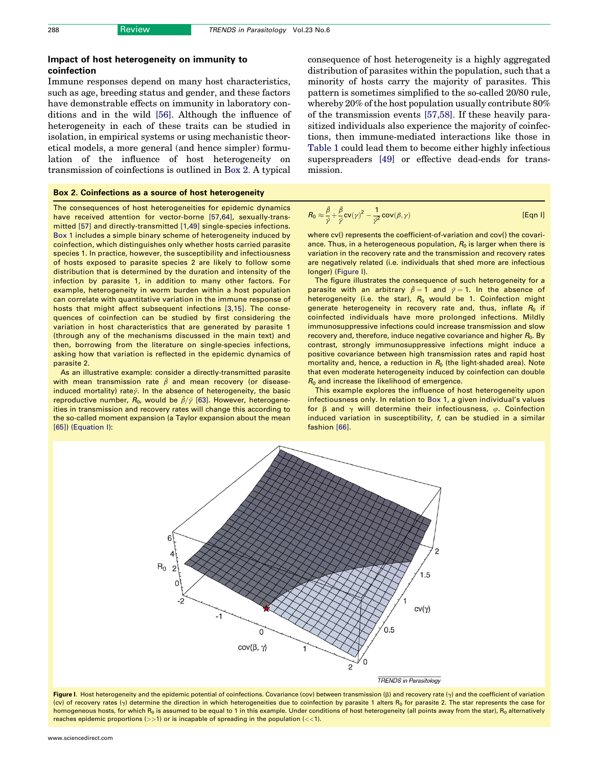## Impact of host heterogeneity on immunity to coinfection

Immune responses depend on many host characteristics, such as age, breeding status and gender, and these factors have demonstrable effects on immunity in laboratory conditions and in the wild [56]. Although the influence of heterogeneity in each of these traits can be studied in isolation, in empirical systems or using mechanistic theoretical models, a more general (and hence simpler) formulation of the influence of host heterogeneity on transmission of coinfections is outlined in Box 2. A typical consequence of host heterogeneity is a highly aggregated distribution of parasites within the population, such that a minority of hosts carry the majority of parasites. This pattern is sometimes simplified to the so-called 20/80 rule, whereby 20% of the host population usually contribute 80% of the transmission events [57,58]. If these heavily parasitized individuals also experience the majority of coinfections, then immune-mediated interactions like those in Table 1 could lead them to become either highly infectious superspreaders [49] or effective dead-ends for transmission.

### Box 2. Coinfections as a source of host heterogeneity

The consequences of host heterogeneities for epidemic dynamics have received attention for vector-borne [57,64], sexually-transmitted [57] and directly-transmitted [1,49] single-species infections. Box 1 includes a simple binary scheme of heterogeneity induced by coinfection, which distinguishes only whether hosts carried parasite species 1. In practice, however, the susceptibility and infectiousness of hosts exposed to parasite species 2 are likely to follow some distribution that is determined by the duration and intensity of the infection by parasite 1, in addition to many other factors. For example, heterogeneity in worm burden within a host population can correlate with quantitative variation in the immune response of hosts that might affect subsequent infections [3,15]. The consequences of coinfection can be studied by first considering the variation in host characteristics that are generated by parasite 1 (through any of the mechanisms discussed in the main text) and then, borrowing from the literature on single-species infections, asking how that variation is reflected in the epidemic dynamics of parasite 2.

As an illustrative example: consider a directly-transmitted parasite with mean transmission rate $\bar{\beta}$ and mean recovery (or disease-induced mortality) rate $\bar{\gamma}$. In the absence of heterogeneity, the basic reproductive number, $R_0$, would be $\bar{\beta}/\bar{\gamma}$ [63]. However, heterogeneities in transmission and recovery rates will change this according to the so-called moment expansion (a Taylor expansion about the mean [65]) (Equation I):

$$R_0 \approx \frac{\bar{\beta}}{\bar{\gamma}} + \frac{\bar{\beta}}{\bar{\gamma}}\mathrm{cv}(\gamma)^2 - \frac{1}{\bar{\gamma}^2}\mathrm{cov}(\beta, \gamma) \qquad \text{[Eqn I]}$$

where cv() represents the coefficient-of-variation and cov() the covariance. Thus, in a heterogeneous population, $R_0$ is larger when there is variation in the recovery rate and the transmission and recovery rates are negatively related (i.e. individuals that shed more are infectious longer) (Figure I).

The figure illustrates the consequence of such heterogeneity for a parasite with an arbitrary $\bar{\beta} = 1$ and $\bar{\gamma} = 1$. In the absence of heterogeneity (i.e. the star), $R_0$ would be 1. Coinfection might generate heterogeneity in recovery rate and, thus, inflate $R_0$ if coinfected individuals have more prolonged infections. Mildly immunosuppressive infections could increase transmission and slow recovery and, therefore, induce negative covariance and higher $R_0$. By contrast, strongly immunosuppressive infections might induce a positive covariance between high transmission rates and rapid host mortality and, hence, a reduction in $R_0$ (the light-shaded area). Note that even moderate heterogeneity induced by coinfection can double $R_0$ and increase the likelihood of emergence.

This example explores the influence of host heterogeneity upon infectiousness only. In relation to Box 1, a given individual's values for $\beta$ and $\gamma$ will determine their infectiousness, $\varphi$. Coinfection induced variation in susceptibility, $f$, can be studied in a similar fashion [66].

**Figure I.** Host heterogeneity and the epidemic potential of coinfections. Covariance (cov) between transmission ($\beta$) and recovery rate ($\gamma$) and the coefficient of variation (cv) of recovery rates ($\gamma$) determine the direction in which heterogeneities due to coinfection by parasite 1 alters $R_0$ for parasite 2. The star represents the case for homogeneous hosts, for which $R_0$ is assumed to be equal to 1 in this example. Under conditions of host heterogeneity (all points away from the star), $R_0$ alternatively reaches epidemic proportions (>>1) or is incapable of spreading in the population (<<1).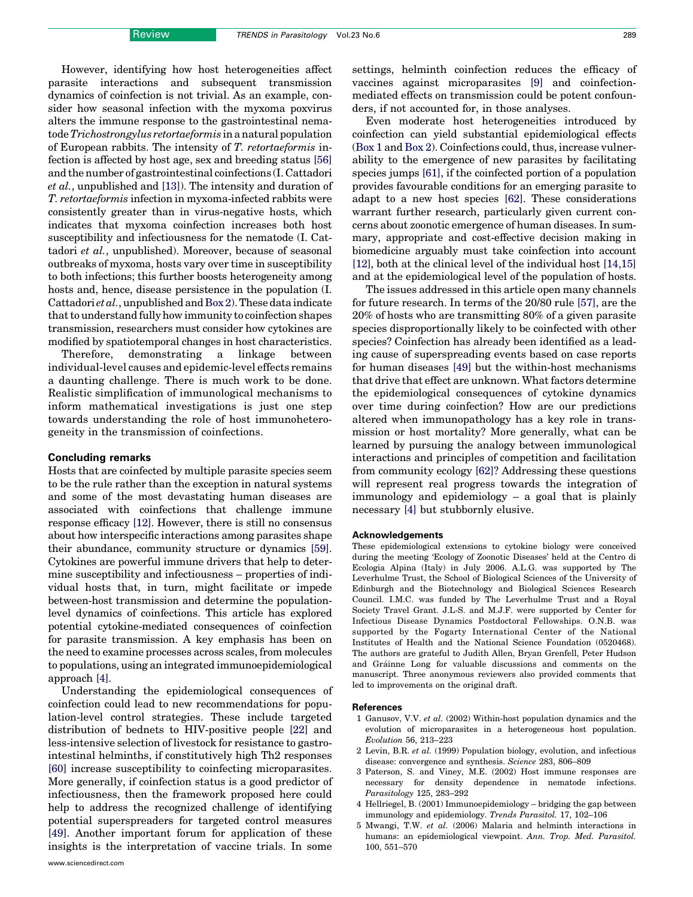However, identifying how host heterogeneities affect parasite interactions and subsequent transmission dynamics of coinfection is not trivial. As an example, consider how seasonal infection with the myxoma poxvirus alters the immune response to the gastrointestinal nematode *Trichostrongylus retortaeformis* in a natural population of European rabbits. The intensity of *T. retortaeformis* infection is affected by host age, sex and breeding status [56] and the number of gastrointestinal coinfections (I. Cattadori *et al.*, unpublished and [13]). The intensity and duration of *T. retortaeformis* infection in myxoma-infected rabbits were consistently greater than in virus-negative hosts, which indicates that myxoma coinfection increases both host susceptibility and infectiousness for the nematode (I. Cattadori *et al.*, unpublished). Moreover, because of seasonal outbreaks of myxoma, hosts vary over time in susceptibility to both infections; this further boosts heterogeneity among hosts and, hence, disease persistence in the population (I. Cattadori *et al.*, unpublished and Box 2). These data indicate that to understand fully how immunity to coinfection shapes transmission, researchers must consider how cytokines are modified by spatiotemporal changes in host characteristics.

Therefore, demonstrating a linkage between individual-level causes and epidemic-level effects remains a daunting challenge. There is much work to be done. Realistic simplification of immunological mechanisms to inform mathematical investigations is just one step towards understanding the role of host immunoheterogeneity in the transmission of coinfections.

## Concluding remarks

Hosts that are coinfected by multiple parasite species seem to be the rule rather than the exception in natural systems and some of the most devastating human diseases are associated with coinfections that challenge immune response efficacy [12]. However, there is still no consensus about how interspecific interactions among parasites shape their abundance, community structure or dynamics [59]. Cytokines are powerful immune drivers that help to determine susceptibility and infectiousness – properties of individual hosts that, in turn, might facilitate or impede between-host transmission and determine the population-level dynamics of coinfections. This article has explored potential cytokine-mediated consequences of coinfection for parasite transmission. A key emphasis has been on the need to examine processes across scales, from molecules to populations, using an integrated immunoepidemiological approach [4].

Understanding the epidemiological consequences of coinfection could lead to new recommendations for population-level control strategies. These include targeted distribution of bednets to HIV-positive people [22] and less-intensive selection of livestock for resistance to gastrointestinal helminths, if constitutively high Th2 responses [60] increase susceptibility to coinfecting microparasites. More generally, if coinfection status is a good predictor of infectiousness, then the framework proposed here could help to address the recognized challenge of identifying potential superspreaders for targeted control measures [49]. Another important forum for application of these insights is the interpretation of vaccine trials. In some settings, helminth coinfection reduces the efficacy of vaccines against microparasites [9] and coinfection-mediated effects on transmission could be potent confounders, if not accounted for, in those analyses.

Even moderate host heterogeneities introduced by coinfection can yield substantial epidemiological effects (Box 1 and Box 2). Coinfections could, thus, increase vulnerability to the emergence of new parasites by facilitating species jumps [61], if the coinfected portion of a population provides favourable conditions for an emerging parasite to adapt to a new host species [62]. These considerations warrant further research, particularly given current concerns about zoonotic emergence of human diseases. In summary, appropriate and cost-effective decision making in biomedicine arguably must take coinfection into account [12], both at the clinical level of the individual host [14,15] and at the epidemiological level of the population of hosts.

The issues addressed in this article open many channels for future research. In terms of the 20/80 rule [57], are the 20% of hosts who are transmitting 80% of a given parasite species disproportionally likely to be coinfected with other species? Coinfection has already been identified as a leading cause of superspreading events based on case reports for human diseases [49] but the within-host mechanisms that drive that effect are unknown. What factors determine the epidemiological consequences of cytokine dynamics over time during coinfection? How are our predictions altered when immunopathology has a key role in transmission or host mortality? More generally, what can be learned by pursuing the analogy between immunological interactions and principles of competition and facilitation from community ecology [62]? Addressing these questions will represent real progress towards the integration of immunology and epidemiology – a goal that is plainly necessary [4] but stubbornly elusive.

### Acknowledgements

These epidemiological extensions to cytokine biology were conceived during the meeting 'Ecology of Zoonotic Diseases' held at the Centro di Ecologia Alpina (Italy) in July 2006. A.L.G. was supported by The Leverhulme Trust, the School of Biological Sciences of the University of Edinburgh and the Biotechnology and Biological Sciences Research Council. I.M.C. was funded by The Leverhulme Trust and a Royal Society Travel Grant. J.L-S. and M.J.F. were supported by Center for Infectious Disease Dynamics Postdoctoral Fellowships. O.N.B. was supported by the Fogarty International Center of the National Institutes of Health and the National Science Foundation (0520468). The authors are grateful to Judith Allen, Bryan Grenfell, Peter Hudson and Gráinne Long for valuable discussions and comments on the manuscript. Three anonymous reviewers also provided comments that led to improvements on the original draft.

### References

1 Ganusov, V.V. *et al.* (2002) Within-host population dynamics and the evolution of microparasites in a heterogeneous host population. *Evolution* 56, 213–223

2 Levin, B.R. *et al.* (1999) Population biology, evolution, and infectious disease: convergence and synthesis. *Science* 283, 806–809

3 Paterson, S. and Viney, M.E. (2002) Host immune responses are necessary for density dependence in nematode infections. *Parasitology* 125, 283–292

4 Hellriegel, B. (2001) Immunoepidemiology – bridging the gap between immunology and epidemiology. *Trends Parasitol.* 17, 102–106

5 Mwangi, T.W. *et al.* (2006) Malaria and helminth interactions in humans: an epidemiological viewpoint. *Ann. Trop. Med. Parasitol.* 100, 551–570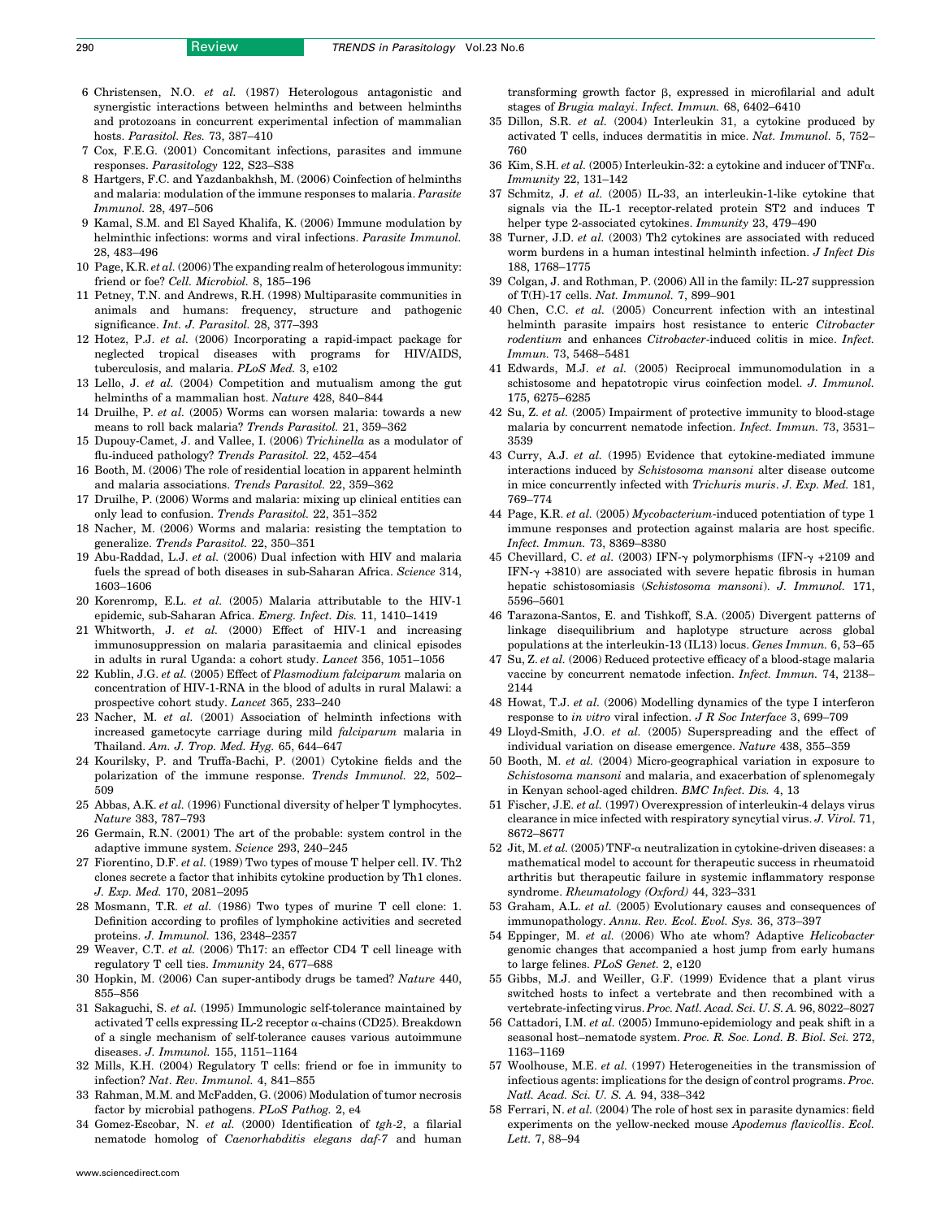6 Christensen, N.O. *et al.* (1987) Heterologous antagonistic and synergistic interactions between helminths and between helminths and protozoans in concurrent experimental infection of mammalian hosts. *Parasitol. Res.* 73, 387–410

7 Cox, F.E.G. (2001) Concomitant infections, parasites and immune responses. *Parasitology* 122, S23–S38

8 Hartgers, F.C. and Yazdanbakhsh, M. (2006) Coinfection of helminths and malaria: modulation of the immune responses to malaria. *Parasite Immunol.* 28, 497–506

9 Kamal, S.M. and El Sayed Khalifa, K. (2006) Immune modulation by helminthic infections: worms and viral infections. *Parasite Immunol.* 28, 483–496

10 Page, K.R. *et al.* (2006) The expanding realm of heterologous immunity: friend or foe? *Cell. Microbiol.* 8, 185–196

11 Petney, T.N. and Andrews, R.H. (1998) Multiparasite communities in animals and humans: frequency, structure and pathogenic significance. *Int. J. Parasitol.* 28, 377–393

12 Hotez, P.J. *et al.* (2006) Incorporating a rapid-impact package for neglected tropical diseases with programs for HIV/AIDS, tuberculosis, and malaria. *PLoS Med.* 3, e102

13 Lello, J. *et al.* (2004) Competition and mutualism among the gut helminths of a mammalian host. *Nature* 428, 840–844

14 Druilhe, P. *et al.* (2005) Worms can worsen malaria: towards a new means to roll back malaria? *Trends Parasitol.* 21, 359–362

15 Dupouy-Camet, J. and Vallee, I. (2006) *Trichinella* as a modulator of flu-induced pathology? *Trends Parasitol.* 22, 452–454

16 Booth, M. (2006) The role of residential location in apparent helminth and malaria associations. *Trends Parasitol.* 22, 359–362

17 Druilhe, P. (2006) Worms and malaria: mixing up clinical entities can only lead to confusion. *Trends Parasitol.* 22, 351–352

18 Nacher, M. (2006) Worms and malaria: resisting the temptation to generalize. *Trends Parasitol.* 22, 350–351

19 Abu-Raddad, L.J. *et al.* (2006) Dual infection with HIV and malaria fuels the spread of both diseases in sub-Saharan Africa. *Science* 314, 1603–1606

20 Korenromp, E.L. *et al.* (2005) Malaria attributable to the HIV-1 epidemic, sub-Saharan Africa. *Emerg. Infect. Dis.* 11, 1410–1419

21 Whitworth, J. *et al.* (2000) Effect of HIV-1 and increasing immunosuppression on malaria parasitaemia and clinical episodes in adults in rural Uganda: a cohort study. *Lancet* 356, 1051–1056

22 Kublin, J.G. *et al.* (2005) Effect of *Plasmodium falciparum* malaria on concentration of HIV-1-RNA in the blood of adults in rural Malawi: a prospective cohort study. *Lancet* 365, 233–240

23 Nacher, M. *et al.* (2001) Association of helminth infections with increased gametocyte carriage during mild *falciparum* malaria in Thailand. *Am. J. Trop. Med. Hyg.* 65, 644–647

24 Kourilsky, P. and Truffa-Bachi, P. (2001) Cytokine fields and the polarization of the immune response. *Trends Immunol.* 22, 502–509

25 Abbas, A.K. *et al.* (1996) Functional diversity of helper T lymphocytes. *Nature* 383, 787–793

26 Germain, R.N. (2001) The art of the probable: system control in the adaptive immune system. *Science* 293, 240–245

27 Fiorentino, D.F. *et al.* (1989) Two types of mouse T helper cell. IV. Th2 clones secrete a factor that inhibits cytokine production by Th1 clones. *J. Exp. Med.* 170, 2081–2095

28 Mosmann, T.R. *et al.* (1986) Two types of murine T cell clone: 1. Definition according to profiles of lymphokine activities and secreted proteins. *J. Immunol.* 136, 2348–2357

29 Weaver, C.T. *et al.* (2006) Th17: an effector CD4 T cell lineage with regulatory T cell ties. *Immunity* 24, 677–688

30 Hopkin, M. (2006) Can super-antibody drugs be tamed? *Nature* 440, 855–856

31 Sakaguchi, S. *et al.* (1995) Immunologic self-tolerance maintained by activated T cells expressing IL-2 receptor α-chains (CD25). Breakdown of a single mechanism of self-tolerance causes various autoimmune diseases. *J. Immunol.* 155, 1151–1164

32 Mills, K.H. (2004) Regulatory T cells: friend or foe in immunity to infection? *Nat. Rev. Immunol.* 4, 841–855

33 Rahman, M.M. and McFadden, G. (2006) Modulation of tumor necrosis factor by microbial pathogens. *PLoS Pathog.* 2, e4

34 Gomez-Escobar, N. *et al.* (2000) Identification of *tgh-2*, a filarial nematode homolog of *Caenorhabditis elegans daf-7* and human transforming growth factor β, expressed in microfilarial and adult stages of *Brugia malayi*. *Infect. Immun.* 68, 6402–6410

35 Dillon, S.R. *et al.* (2004) Interleukin 31, a cytokine produced by activated T cells, induces dermatitis in mice. *Nat. Immunol.* 5, 752–760

36 Kim, S.H. *et al.* (2005) Interleukin-32: a cytokine and inducer of TNFα. *Immunity* 22, 131–142

37 Schmitz, J. *et al.* (2005) IL-33, an interleukin-1-like cytokine that signals via the IL-1 receptor-related protein ST2 and induces T helper type 2-associated cytokines. *Immunity* 23, 479–490

38 Turner, J.D. *et al.* (2003) Th2 cytokines are associated with reduced worm burdens in a human intestinal helminth infection. *J Infect Dis* 188, 1768–1775

39 Colgan, J. and Rothman, P. (2006) All in the family: IL-27 suppression of T(H)-17 cells. *Nat. Immunol.* 7, 899–901

40 Chen, C.C. *et al.* (2005) Concurrent infection with an intestinal helminth parasite impairs host resistance to enteric *Citrobacter rodentium* and enhances *Citrobacter*-induced colitis in mice. *Infect. Immun.* 73, 5468–5481

41 Edwards, M.J. *et al.* (2005) Reciprocal immunomodulation in a schistosome and hepatotropic virus coinfection model. *J. Immunol.* 175, 6275–6285

42 Su, Z. *et al.* (2005) Impairment of protective immunity to blood-stage malaria by concurrent nematode infection. *Infect. Immun.* 73, 3531–3539

43 Curry, A.J. *et al.* (1995) Evidence that cytokine-mediated immune interactions induced by *Schistosoma mansoni* alter disease outcome in mice concurrently infected with *Trichuris muris*. *J. Exp. Med.* 181, 769–774

44 Page, K.R. *et al.* (2005) *Mycobacterium*-induced potentiation of type 1 immune responses and protection against malaria are host specific. *Infect. Immun.* 73, 8369–8380

45 Chevillard, C. *et al.* (2003) IFN-γ polymorphisms (IFN-γ +2109 and IFN-γ +3810) are associated with severe hepatic fibrosis in human hepatic schistosomiasis (*Schistosoma mansoni*). *J. Immunol.* 171, 5596–5601

46 Tarazona-Santos, E. and Tishkoff, S.A. (2005) Divergent patterns of linkage disequilibrium and haplotype structure across global populations at the interleukin-13 (IL13) locus. *Genes Immun.* 6, 53–65

47 Su, Z. *et al.* (2006) Reduced protective efficacy of a blood-stage malaria vaccine by concurrent nematode infection. *Infect. Immun.* 74, 2138–2144

48 Howat, T.J. *et al.* (2006) Modelling dynamics of the type I interferon response to *in vitro* viral infection. *J R Soc Interface* 3, 699–709

49 Lloyd-Smith, J.O. *et al.* (2005) Superspreading and the effect of individual variation on disease emergence. *Nature* 438, 355–359

50 Booth, M. *et al.* (2004) Micro-geographical variation in exposure to *Schistosoma mansoni* and malaria, and exacerbation of splenomegaly in Kenyan school-aged children. *BMC Infect. Dis.* 4, 13

51 Fischer, J.E. *et al.* (1997) Overexpression of interleukin-4 delays virus clearance in mice infected with respiratory syncytial virus. *J. Virol.* 71, 8672–8677

52 Jit, M. *et al.* (2005) TNF-α neutralization in cytokine-driven diseases: a mathematical model to account for therapeutic success in rheumatoid arthritis but therapeutic failure in systemic inflammatory response syndrome. *Rheumatology (Oxford)* 44, 323–331

53 Graham, A.L. *et al.* (2005) Evolutionary causes and consequences of immunopathology. *Annu. Rev. Ecol. Evol. Sys.* 36, 373–397

54 Eppinger, M. *et al.* (2006) Who ate whom? Adaptive *Helicobacter* genomic changes that accompanied a host jump from early humans to large felines. *PLoS Genet.* 2, e120

55 Gibbs, M.J. and Weiller, G.F. (1999) Evidence that a plant virus switched hosts to infect a vertebrate and then recombined with a vertebrate-infecting virus. *Proc. Natl. Acad. Sci. U. S. A.* 96, 8022–8027

56 Cattadori, I.M. *et al.* (2005) Immuno-epidemiology and peak shift in a seasonal host–nematode system. *Proc. R. Soc. Lond. B. Biol. Sci.* 272, 1163–1169

57 Woolhouse, M.E. *et al.* (1997) Heterogeneities in the transmission of infectious agents: implications for the design of control programs. *Proc. Natl. Acad. Sci. U. S. A.* 94, 338–342

58 Ferrari, N. *et al.* (2004) The role of host sex in parasite dynamics: field experiments on the yellow-necked mouse *Apodemus flavicollis*. *Ecol. Lett.* 7, 88–94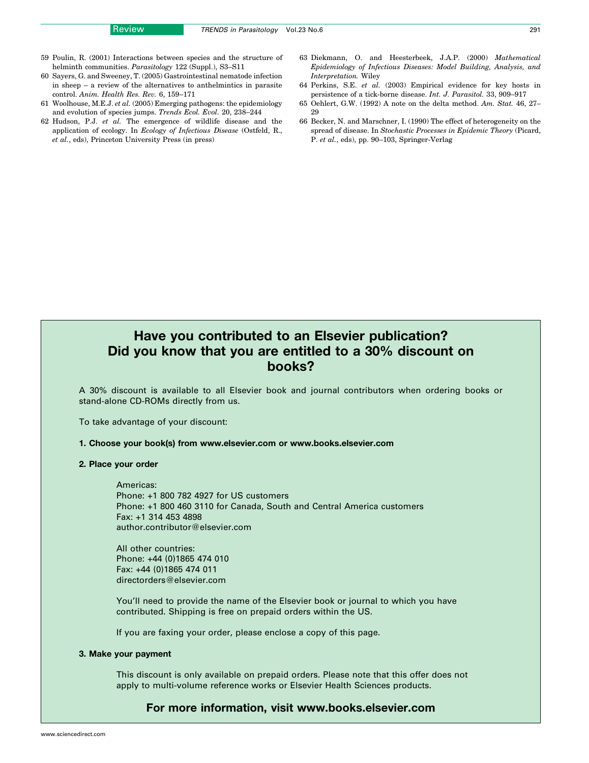59 Poulin, R. (2001) Interactions between species and the structure of helminth communities. *Parasitology* 122 (Suppl.), S3–S11

60 Sayers, G. and Sweeney, T. (2005) Gastrointestinal nematode infection in sheep – a review of the alternatives to anthelmintics in parasite control. *Anim. Health Res. Rev.* 6, 159–171

61 Woolhouse, M.E.J. *et al.* (2005) Emerging pathogens: the epidemiology and evolution of species jumps. *Trends Ecol. Evol.* 20, 238–244

62 Hudson, P.J. *et al.* The emergence of wildlife disease and the application of ecology. In *Ecology of Infectious Disease* (Ostfeld, R., *et al.*, eds), Princeton University Press (in press)

63 Diekmann, O. and Heesterbeek, J.A.P. (2000) *Mathematical Epidemiology of Infectious Diseases: Model Building, Analysis, and Interpretation.* Wiley

64 Perkins, S.E. *et al.* (2003) Empirical evidence for key hosts in persistence of a tick-borne disease. *Int. J. Parasitol.* 33, 909–917

65 Oehlert, G.W. (1992) A note on the delta method. *Am. Stat.* 46, 27–29

66 Becker, N. and Marschner, I. (1990) The effect of heterogeneity on the spread of disease. In *Stochastic Processes in Epidemic Theory* (Picard, P. *et al.*, eds), pp. 90–103, Springer-Verlag

## Have you contributed to an Elsevier publication? Did you know that you are entitled to a 30% discount on books?

A 30% discount is available to all Elsevier book and journal contributors when ordering books or stand-alone CD-ROMs directly from us.

To take advantage of your discount:

**1. Choose your book(s) from www.elsevier.com or www.books.elsevier.com**

**2. Place your order**

Americas:
Phone: +1 800 782 4927 for US customers
Phone: +1 800 460 3110 for Canada, South and Central America customers
Fax: +1 314 453 4898
author.contributor@elsevier.com

All other countries:
Phone: +44 (0)1865 474 010
Fax: +44 (0)1865 474 011
directorders@elsevier.com

You'll need to provide the name of the Elsevier book or journal to which you have contributed. Shipping is free on prepaid orders within the US.

If you are faxing your order, please enclose a copy of this page.

**3. Make your payment**

This discount is only available on prepaid orders. Please note that this offer does not apply to multi-volume reference works or Elsevier Health Sciences products.

**For more information, visit www.books.elsevier.com**